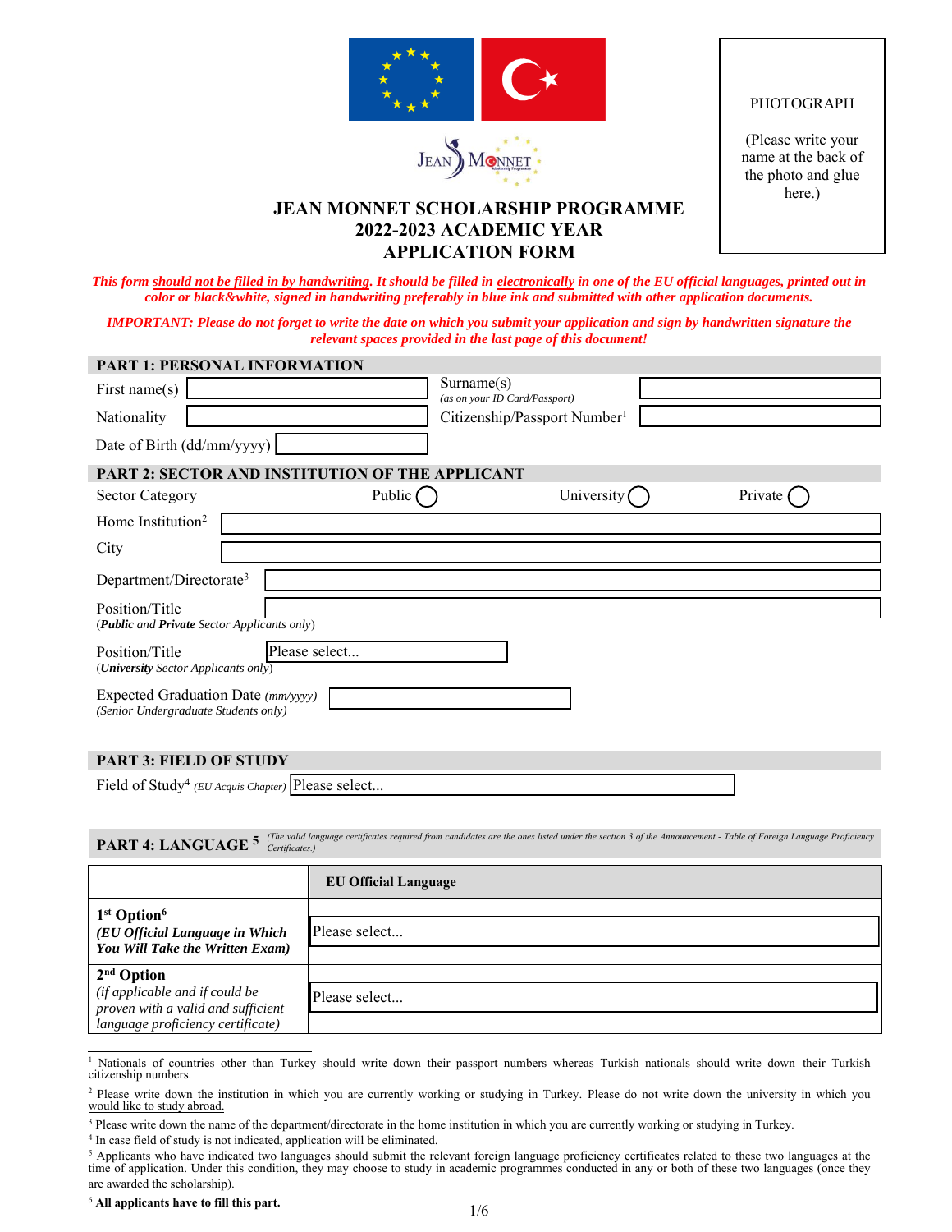PHOTOGRAPH

(Please write your name at the back of the photo and glue here.)

# JEAN MONNET SCHOLARSHIP PROGRAMME 2022-2023 ACADEMIC YEAR APPLICATION FORM

***This form should not be filled in by handwriting. It should be filled in electronically in one of the EU official languages, printed out in color or black&white, signed in handwriting preferably in blue ink and submitted with other application documents.***

***IMPORTANT: Please do not forget to write the date on which you submit your application and sign by handwritten signature the relevant spaces provided in the last page of this document!***

## PART 1: PERSONAL INFORMATION

| | | | |
|---|---|---|---|
| First name(s) | | Surname(s) *(as on your ID Card/Passport)* | |
| Nationality | | Citizenship/Passport Number[1] | |
| Date of Birth (dd/mm/yyyy) | | | |

## PART 2: SECTOR AND INSTITUTION OF THE APPLICANT

Sector Category — Public ◯ University ◯ Private ◯

Home Institution[2]

City

Department/Directorate[3]

Position/Title
(***Public*** *and* ***Private*** *Sector Applicants only*)

Position/Title — Please select...
(***University*** *Sector Applicants only*)

Expected Graduation Date *(mm/yyyy)*
*(Senior Undergraduate Students only)*

## PART 3: FIELD OF STUDY

Field of Study[4] *(EU Acquis Chapter)* — Please select...

## PART 4: LANGUAGE [5]

*(The valid language certificates required from candidates are the ones listed under the section 3 of the Announcement - Table of Foreign Language Proficiency Certificates.)*

| | EU Official Language |
|---|---|
| **1st Option**[6] ***(EU Official Language in Which You Will Take the Written Exam)*** | Please select... |
| **2nd Option** *(if applicable and if could be proven with a valid and sufficient language proficiency certificate)* | Please select... |

---

[1] Nationals of countries other than Turkey should write down their passport numbers whereas Turkish nationals should write down their Turkish citizenship numbers.

[2] Please write down the institution in which you are currently working or studying in Turkey. Please do not write down the university in which you would like to study abroad.

[3] Please write down the name of the department/directorate in the home institution in which you are currently working or studying in Turkey.

[4] In case field of study is not indicated, application will be eliminated.

[5] Applicants who have indicated two languages should submit the relevant foreign language proficiency certificates related to these two languages at the time of application. Under this condition, they may choose to study in academic programmes conducted in any or both of these two languages (once they are awarded the scholarship).

[6] **All applicants have to fill this part.**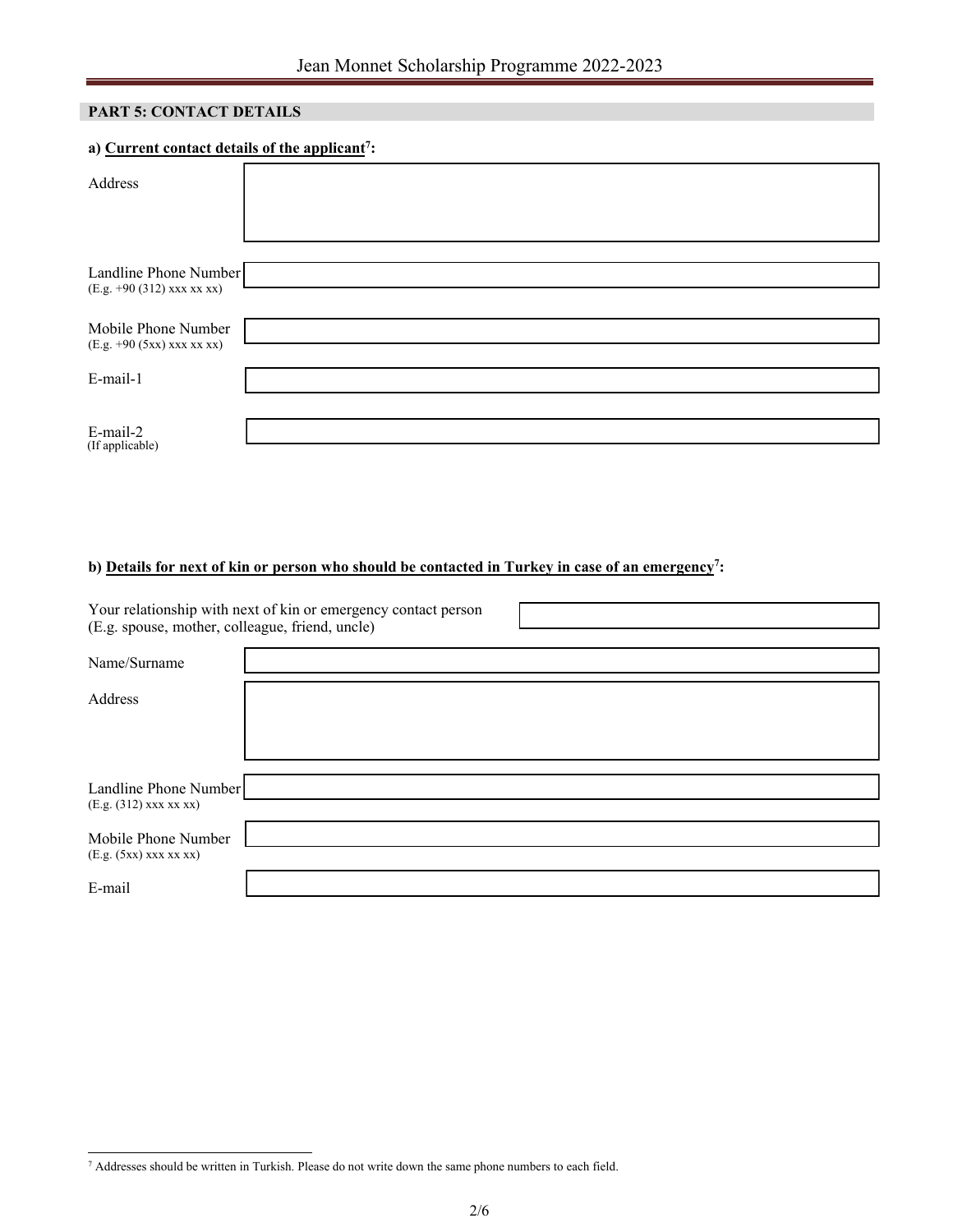## PART 5: CONTACT DETAILS

**a) Current contact details of the applicant[7]:**

| | |
|---|---|
| Address | |
| Landline Phone Number (E.g. +90 (312) xxx xx xx) | |
| Mobile Phone Number (E.g. +90 (5xx) xxx xx xx) | |
| E-mail-1 | |
| E-mail-2 (If applicable) | |

**b) Details for next of kin or person who should be contacted in Turkey in case of an emergency[7]:**

| | |
|---|---|
| Your relationship with next of kin or emergency contact person (E.g. spouse, mother, colleague, friend, uncle) | |
| Name/Surname | |
| Address | |
| Landline Phone Number (E.g. (312) xxx xx xx) | |
| Mobile Phone Number (E.g. (5xx) xxx xx xx) | |
| E-mail | |

[7] Addresses should be written in Turkish. Please do not write down the same phone numbers to each field.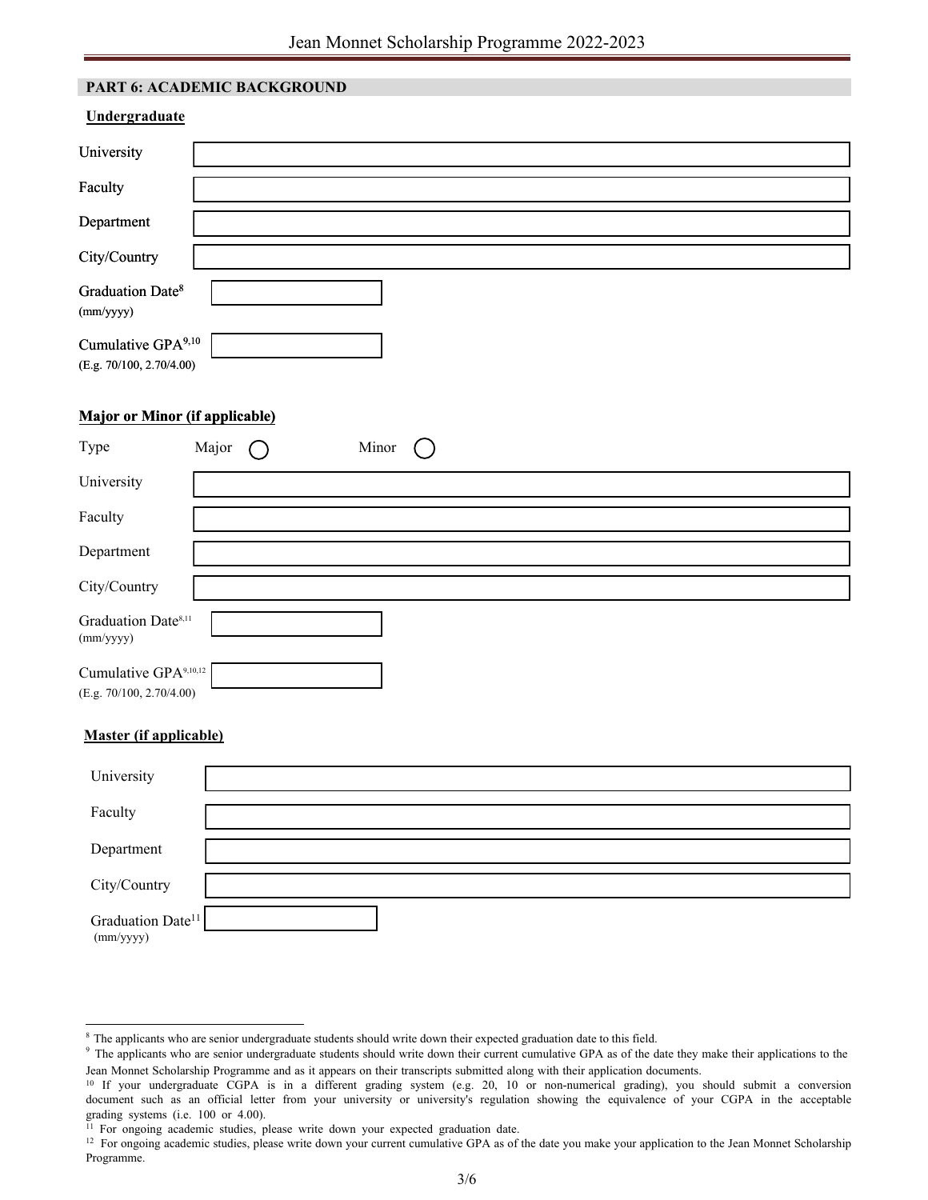## PART 6: ACADEMIC BACKGROUND

**Undergraduate**

| | |
|---|---|
| University | |
| Faculty | |
| Department | |
| City/Country | |
| Graduation Date[8] (mm/yyyy) | |
| Cumulative GPA[9,10] (E.g. 70/100, 2.70/4.00) | |

**Major or Minor (if applicable)**

Type Major ◯ Minor ◯

| | |
|---|---|
| University | |
| Faculty | |
| Department | |
| City/Country | |
| Graduation Date[8,11] (mm/yyyy) | |
| Cumulative GPA[9,10,12] (E.g. 70/100, 2.70/4.00) | |

**Master (if applicable)**

| | |
|---|---|
| University | |
| Faculty | |
| Department | |
| City/Country | |
| Graduation Date[11] (mm/yyyy) | |

---

[8] The applicants who are senior undergraduate students should write down their expected graduation date to this field.

[9] The applicants who are senior undergraduate students should write down their current cumulative GPA as of the date they make their applications to the Jean Monnet Scholarship Programme and as it appears on their transcripts submitted along with their application documents.

[10] If your undergraduate CGPA is in a different grading system (e.g. 20, 10 or non-numerical grading), you should submit a conversion document such as an official letter from your university or university's regulation showing the equivalence of your CGPA in the acceptable grading systems (i.e. 100 or 4.00).

[11] For ongoing academic studies, please write down your expected graduation date.

[12] For ongoing academic studies, please write down your current cumulative GPA as of the date you make your application to the Jean Monnet Scholarship Programme.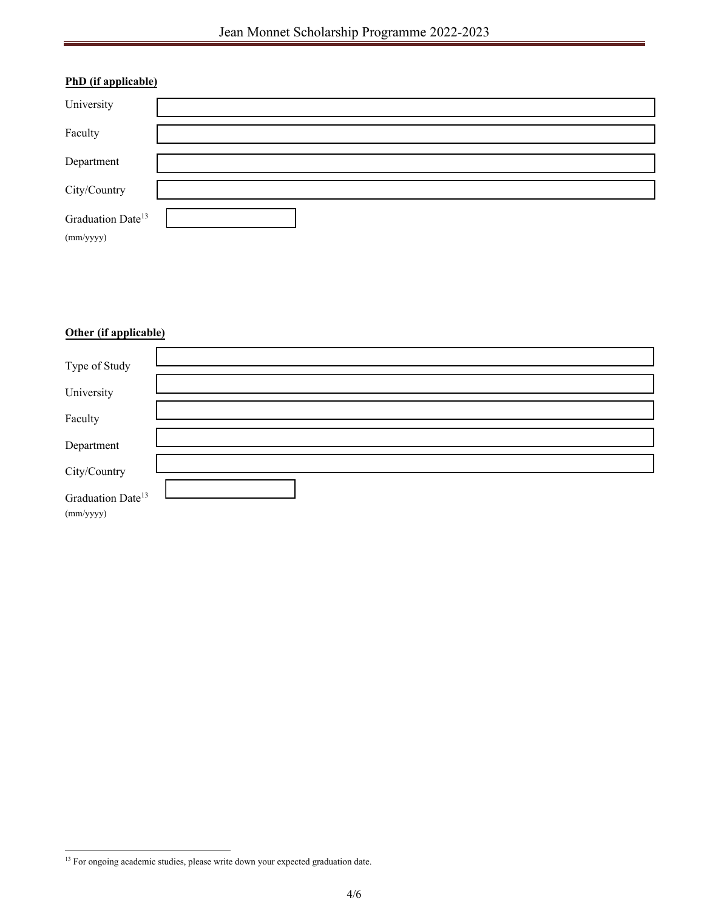**PhD (if applicable)**

| | |
|---|---|
| University | |
| Faculty | |
| Department | |
| City/Country | |
| Graduation Date[13] (mm/yyyy) | |

**Other (if applicable)**

| | |
|---|---|
| Type of Study | |
| University | |
| Faculty | |
| Department | |
| City/Country | |
| Graduation Date[13] (mm/yyyy) | |

[13] For ongoing academic studies, please write down your expected graduation date.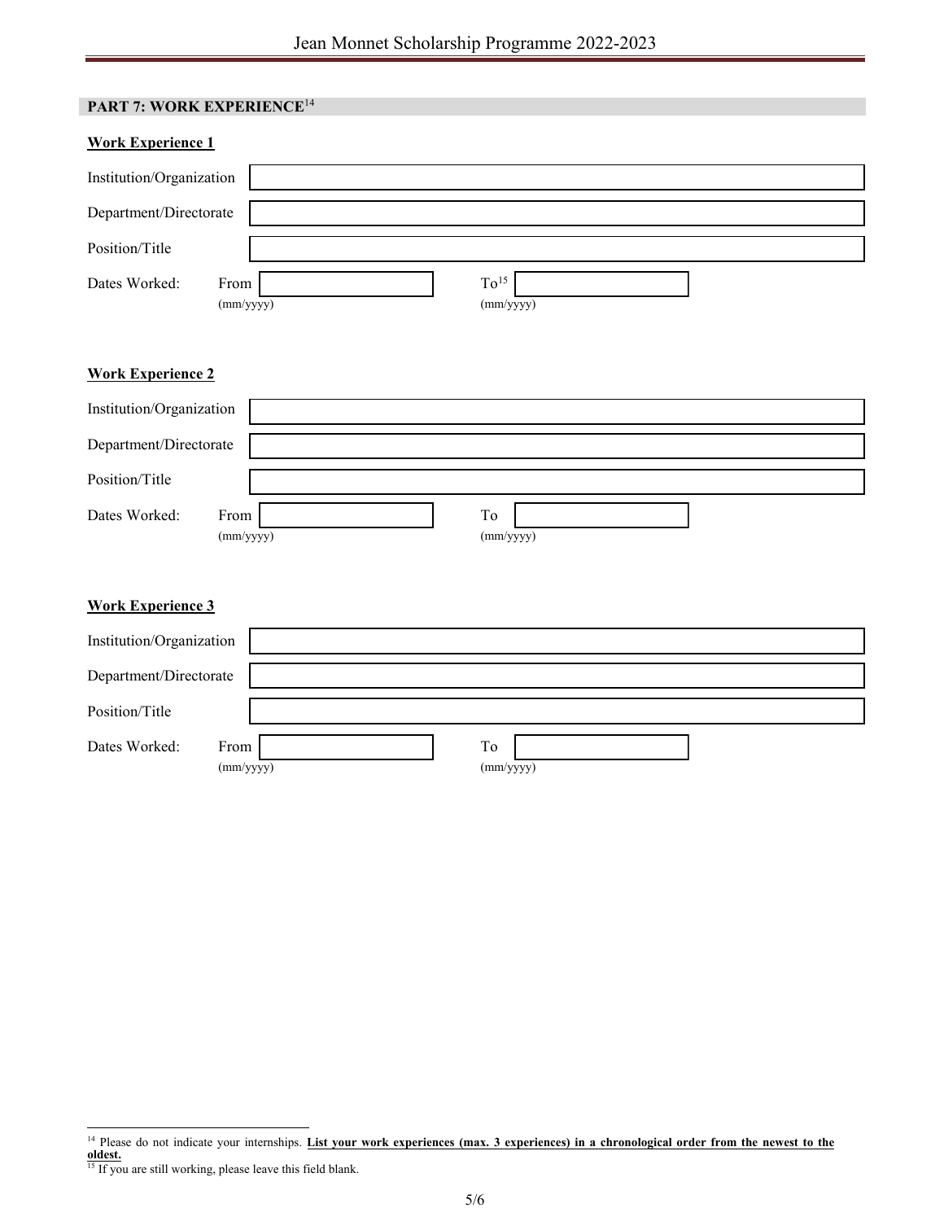## PART 7: WORK EXPERIENCE[14]

**Work Experience 1**

| | |
|---|---|
| Institution/Organization | |
| Department/Directorate | |
| Position/Title | |
| Dates Worked: | From (mm/yyyy) | To[15] (mm/yyyy) |

**Work Experience 2**

| | |
|---|---|
| Institution/Organization | |
| Department/Directorate | |
| Position/Title | |
| Dates Worked: | From (mm/yyyy) | To (mm/yyyy) |

**Work Experience 3**

| | |
|---|---|
| Institution/Organization | |
| Department/Directorate | |
| Position/Title | |
| Dates Worked: | From (mm/yyyy) | To (mm/yyyy) |

---

[14] Please do not indicate your internships. **List your work experiences (max. 3 experiences) in a chronological order from the newest to the oldest.**

[15] If you are still working, please leave this field blank.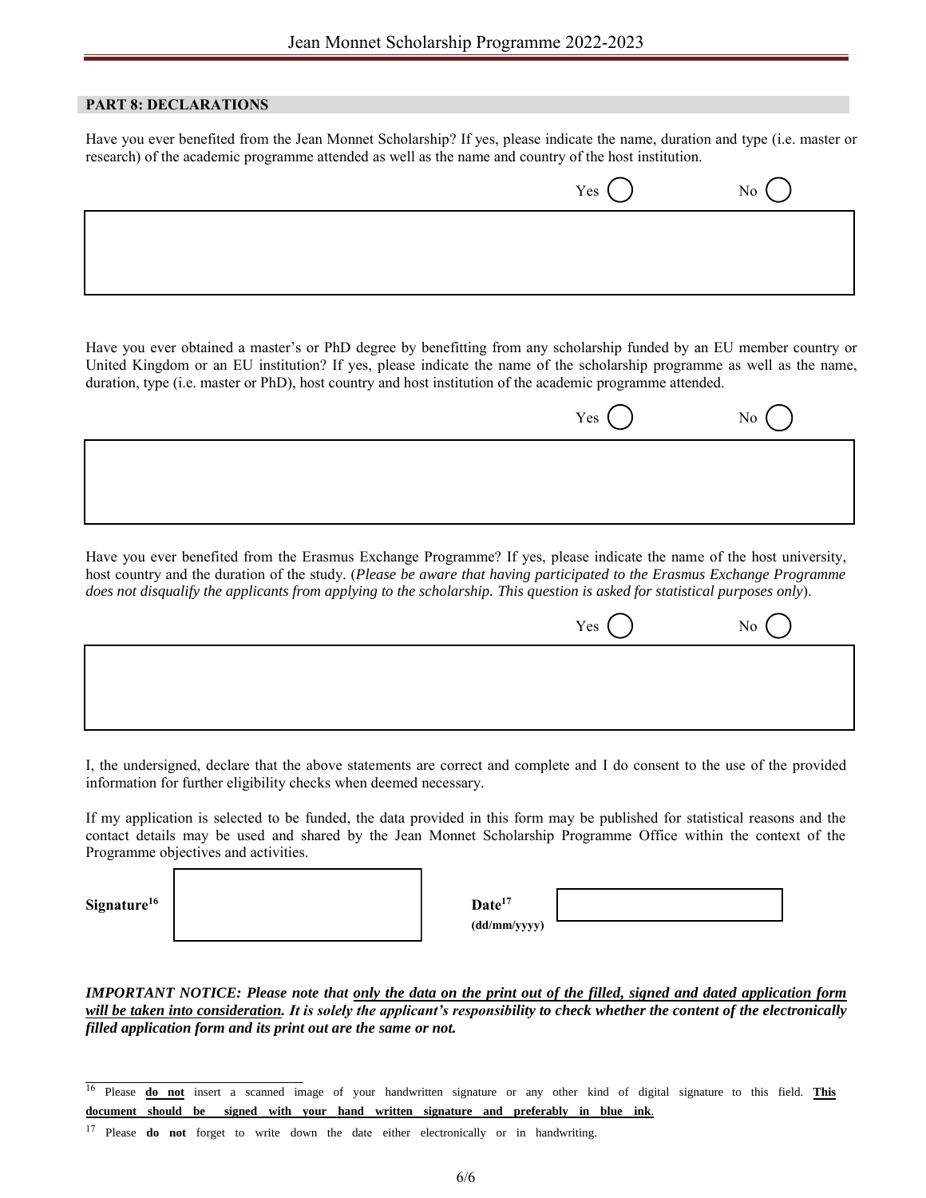## PART 8: DECLARATIONS

Have you ever benefited from the Jean Monnet Scholarship? If yes, please indicate the name, duration and type (i.e. master or research) of the academic programme attended as well as the name and country of the host institution.

Yes ◯ No ◯

Have you ever obtained a master's or PhD degree by benefitting from any scholarship funded by an EU member country or United Kingdom or an EU institution? If yes, please indicate the name of the scholarship programme as well as the name, duration, type (i.e. master or PhD), host country and host institution of the academic programme attended.

Yes ◯ No ◯

Have you ever benefited from the Erasmus Exchange Programme? If yes, please indicate the name of the host university, host country and the duration of the study. (*Please be aware that having participated to the Erasmus Exchange Programme does not disqualify the applicants from applying to the scholarship. This question is asked for statistical purposes only*).

Yes ◯ No ◯

I, the undersigned, declare that the above statements are correct and complete and I do consent to the use of the provided information for further eligibility checks when deemed necessary.

If my application is selected to be funded, the data provided in this form may be published for statistical reasons and the contact details may be used and shared by the Jean Monnet Scholarship Programme Office within the context of the Programme objectives and activities.

**Signature**[16]

**Date**[17] **(dd/mm/yyyy)**

***IMPORTANT NOTICE: Please note that <u>only the data on the print out of the filled, signed and dated application form will be taken into consideration</u>. It is solely the applicant's responsibility to check whether the content of the electronically filled application form and its print out are the same or not.***

---

[16] Please **<u>do not</u>** insert a scanned image of your handwritten signature or any other kind of digital signature to this field. **<u>This document should be signed with your hand written signature and preferably in blue ink</u>**.

[17] Please **do not** forget to write down the date either electronically or in handwriting.